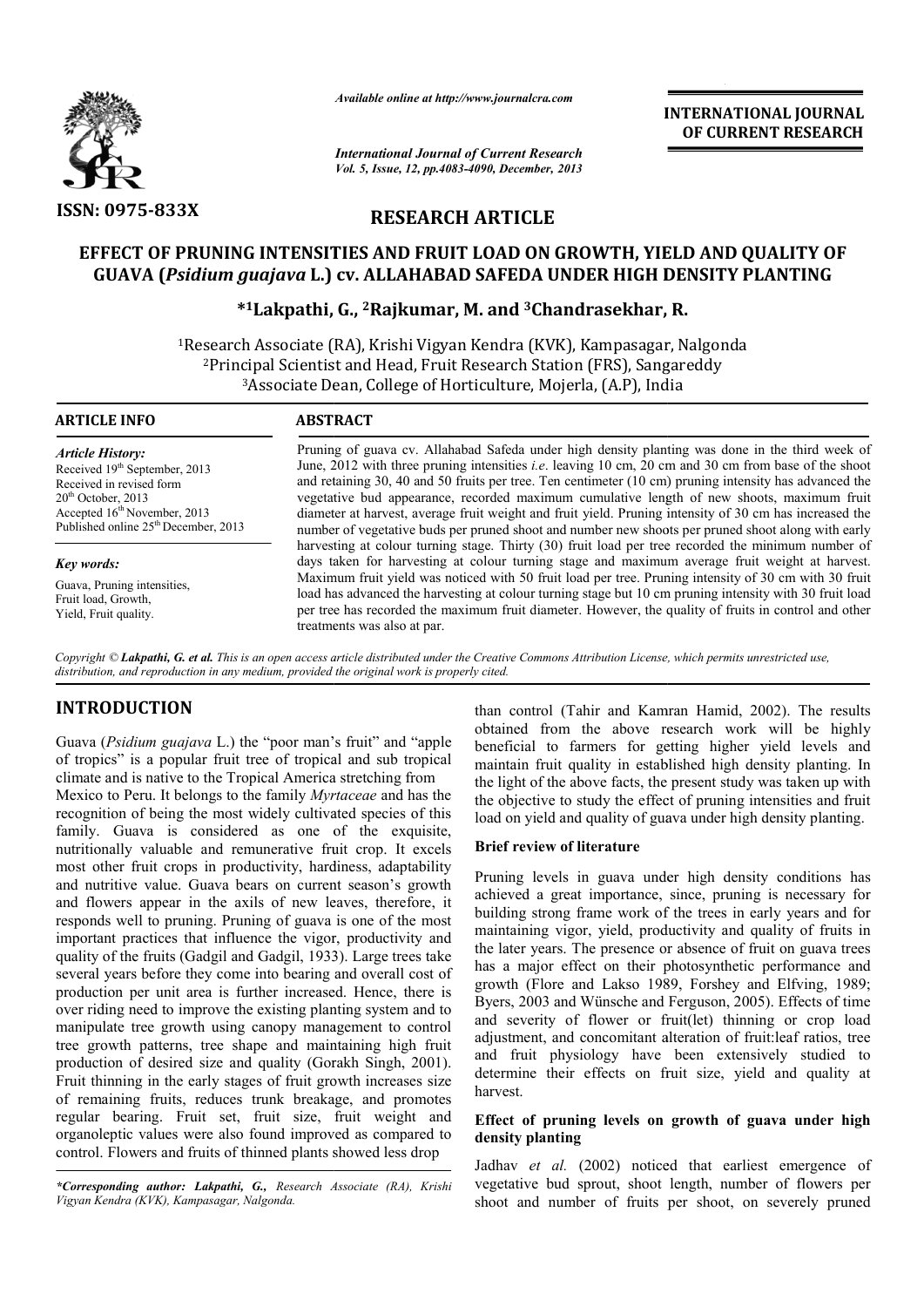*Available online at http://www.journalcra.com*

*International Journal of Current Research*
*Vol. 5, Issue, 12, pp.4083-4090, December, 2013*

**INTERNATIONAL JOURNAL OF CURRENT RESEARCH**

**ISSN: 0975-833X**

## RESEARCH ARTICLE

# EFFECT OF PRUNING INTENSITIES AND FRUIT LOAD ON GROWTH, YIELD AND QUALITY OF GUAVA (*Psidium guajava* L.) cv. ALLAHABAD SAFEDA UNDER HIGH DENSITY PLANTING

**\*[1]Lakpathi, G., [2]Rajkumar, M. and [3]Chandrasekhar, R.**

[1]Research Associate (RA), Krishi Vigyan Kendra (KVK), Kampasagar, Nalgonda
[2]Principal Scientist and Head, Fruit Research Station (FRS), Sangareddy
[3]Associate Dean, College of Horticulture, Mojerla, (A.P), India

**ARTICLE INFO**

*Article History:*
Received 19th September, 2013
Received in revised form
20th October, 2013
Accepted 16th November, 2013
Published online 25th December, 2013

*Key words:*
Guava, Pruning intensities,
Fruit load, Growth,
Yield, Fruit quality.

**ABSTRACT**

Pruning of guava cv. Allahabad Safeda under high density planting was done in the third week of June, 2012 with three pruning intensities *i.e*. leaving 10 cm, 20 cm and 30 cm from base of the shoot and retaining 30, 40 and 50 fruits per tree. Ten centimeter (10 cm) pruning intensity has advanced the vegetative bud appearance, recorded maximum cumulative length of new shoots, maximum fruit diameter at harvest, average fruit weight and fruit yield. Pruning intensity of 30 cm has increased the number of vegetative buds per pruned shoot and number new shoots per pruned shoot along with early harvesting at colour turning stage. Thirty (30) fruit load per tree recorded the minimum number of days taken for harvesting at colour turning stage and maximum average fruit weight at harvest. Maximum fruit yield was noticed with 50 fruit load per tree. Pruning intensity of 30 cm with 30 fruit load has advanced the harvesting at colour turning stage but 10 cm pruning intensity with 30 fruit load per tree has recorded the maximum fruit diameter. However, the quality of fruits in control and other treatments was also at par.

*Copyright © **Lakpathi, G. et al.** This is an open access article distributed under the Creative Commons Attribution License, which permits unrestricted use, distribution, and reproduction in any medium, provided the original work is properly cited.*

## INTRODUCTION

Guava (*Psidium guajava* L.) the "poor man's fruit" and "apple of tropics" is a popular fruit tree of tropical and sub tropical climate and is native to the Tropical America stretching from Mexico to Peru. It belongs to the family *Myrtaceae* and has the recognition of being the most widely cultivated species of this family. Guava is considered as one of the exquisite, nutritionally valuable and remunerative fruit crop. It excels most other fruit crops in productivity, hardiness, adaptability and nutritive value. Guava bears on current season's growth and flowers appear in the axils of new leaves, therefore, it responds well to pruning. Pruning of guava is one of the most important practices that influence the vigor, productivity and quality of the fruits (Gadgil and Gadgil, 1933). Large trees take several years before they come into bearing and overall cost of production per unit area is further increased. Hence, there is over riding need to improve the existing planting system and to manipulate tree growth using canopy management to control tree growth patterns, tree shape and maintaining high fruit production of desired size and quality (Gorakh Singh, 2001). Fruit thinning in the early stages of fruit growth increases size of remaining fruits, reduces trunk breakage, and promotes regular bearing. Fruit set, fruit size, fruit weight and organoleptic values were also found improved as compared to control. Flowers and fruits of thinned plants showed less drop than control (Tahir and Kamran Hamid, 2002). The results obtained from the above research work will be highly beneficial to farmers for getting higher yield levels and maintain fruit quality in established high density planting. In the light of the above facts, the present study was taken up with the objective to study the effect of pruning intensities and fruit load on yield and quality of guava under high density planting.

*\*Corresponding author: Lakpathi, G., Research Associate (RA), Krishi Vigyan Kendra (KVK), Kampasagar, Nalgonda.*

### Brief review of literature

Pruning levels in guava under high density conditions has achieved a great importance, since, pruning is necessary for building strong frame work of the trees in early years and for maintaining vigor, yield, productivity and quality of fruits in the later years. The presence or absence of fruit on guava trees has a major effect on their photosynthetic performance and growth (Flore and Lakso 1989, Forshey and Elfving, 1989; Byers, 2003 and Wünsche and Ferguson, 2005). Effects of time and severity of flower or fruit(let) thinning or crop load adjustment, and concomitant alteration of fruit:leaf ratios, tree and fruit physiology have been extensively studied to determine their effects on fruit size, yield and quality at harvest.

### Effect of pruning levels on growth of guava under high density planting

Jadhav *et al.* (2002) noticed that earliest emergence of vegetative bud sprout, shoot length, number of flowers per shoot and number of fruits per shoot, on severely pruned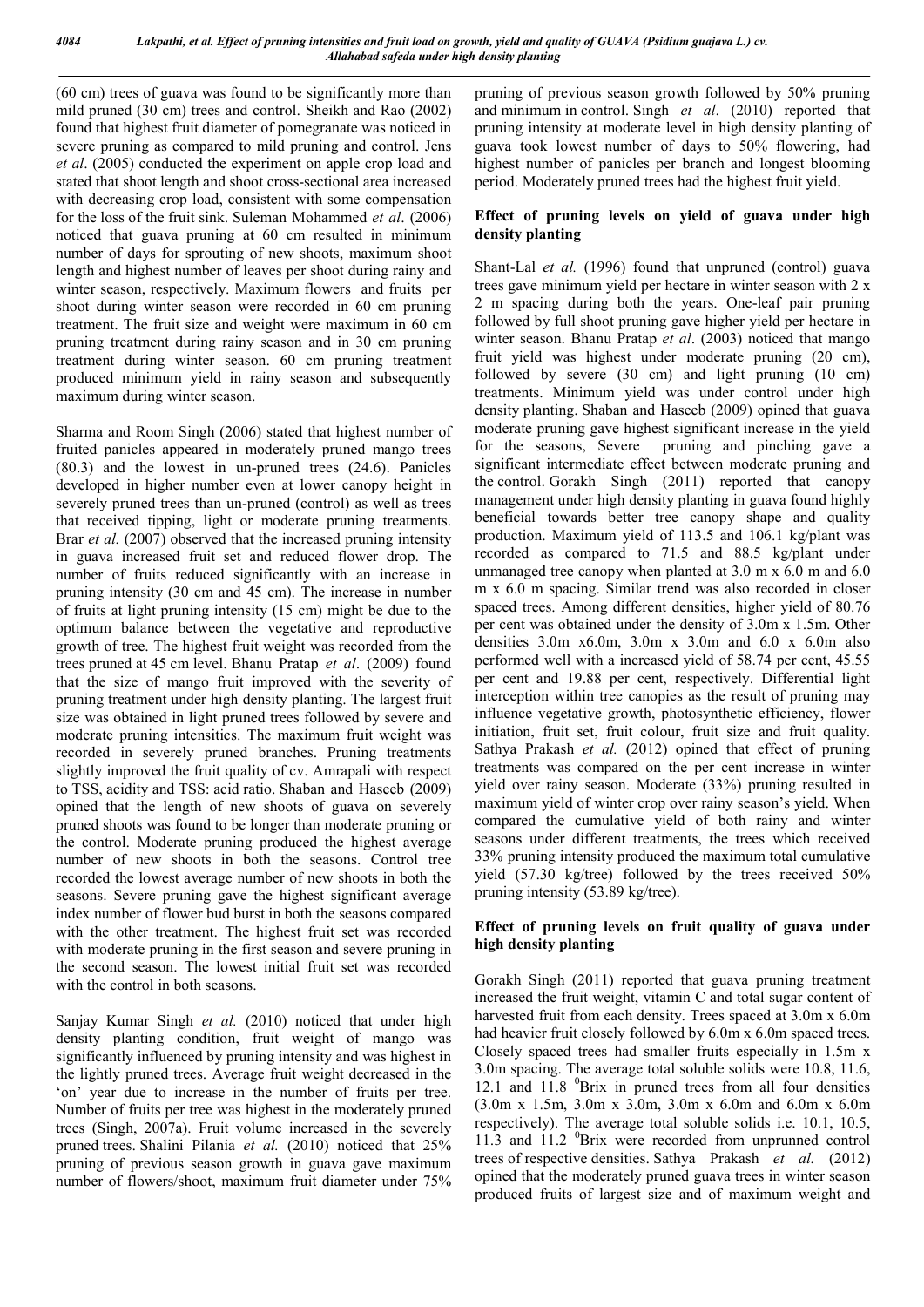(60 cm) trees of guava was found to be significantly more than mild pruned (30 cm) trees and control. Sheikh and Rao (2002) found that highest fruit diameter of pomegranate was noticed in severe pruning as compared to mild pruning and control. Jens *et al*. (2005) conducted the experiment on apple crop load and stated that shoot length and shoot cross-sectional area increased with decreasing crop load, consistent with some compensation for the loss of the fruit sink. Suleman Mohammed *et al*. (2006) noticed that guava pruning at 60 cm resulted in minimum number of days for sprouting of new shoots, maximum shoot length and highest number of leaves per shoot during rainy and winter season, respectively. Maximum flowers and fruits per shoot during winter season were recorded in 60 cm pruning treatment. The fruit size and weight were maximum in 60 cm pruning treatment during rainy season and in 30 cm pruning treatment during winter season. 60 cm pruning treatment produced minimum yield in rainy season and subsequently maximum during winter season.

Sharma and Room Singh (2006) stated that highest number of fruited panicles appeared in moderately pruned mango trees (80.3) and the lowest in un-pruned trees (24.6). Panicles developed in higher number even at lower canopy height in severely pruned trees than un-pruned (control) as well as trees that received tipping, light or moderate pruning treatments. Brar *et al.* (2007) observed that the increased pruning intensity in guava increased fruit set and reduced flower drop. The number of fruits reduced significantly with an increase in pruning intensity (30 cm and 45 cm). The increase in number of fruits at light pruning intensity (15 cm) might be due to the optimum balance between the vegetative and reproductive growth of tree. The highest fruit weight was recorded from the trees pruned at 45 cm level. Bhanu Pratap *et al*. (2009) found that the size of mango fruit improved with the severity of pruning treatment under high density planting. The largest fruit size was obtained in light pruned trees followed by severe and moderate pruning intensities. The maximum fruit weight was recorded in severely pruned branches. Pruning treatments slightly improved the fruit quality of cv. Amrapali with respect to TSS, acidity and TSS: acid ratio. Shaban and Haseeb (2009) opined that the length of new shoots of guava on severely pruned shoots was found to be longer than moderate pruning or the control. Moderate pruning produced the highest average number of new shoots in both the seasons. Control tree recorded the lowest average number of new shoots in both the seasons. Severe pruning gave the highest significant average index number of flower bud burst in both the seasons compared with the other treatment. The highest fruit set was recorded with moderate pruning in the first season and severe pruning in the second season. The lowest initial fruit set was recorded with the control in both seasons.

Sanjay Kumar Singh *et al.* (2010) noticed that under high density planting condition, fruit weight of mango was significantly influenced by pruning intensity and was highest in the lightly pruned trees. Average fruit weight decreased in the 'on' year due to increase in the number of fruits per tree. Number of fruits per tree was highest in the moderately pruned trees (Singh, 2007a). Fruit volume increased in the severely pruned trees. Shalini Pilania *et al.* (2010) noticed that 25% pruning of previous season growth in guava gave maximum number of flowers/shoot, maximum fruit diameter under 75% pruning of previous season growth followed by 50% pruning and minimum in control. Singh *et al*. (2010) reported that pruning intensity at moderate level in high density planting of guava took lowest number of days to 50% flowering, had highest number of panicles per branch and longest blooming period. Moderately pruned trees had the highest fruit yield.

### Effect of pruning levels on yield of guava under high density planting

Shant-Lal *et al.* (1996) found that unpruned (control) guava trees gave minimum yield per hectare in winter season with 2 x 2 m spacing during both the years. One-leaf pair pruning followed by full shoot pruning gave higher yield per hectare in winter season. Bhanu Pratap *et al*. (2003) noticed that mango fruit yield was highest under moderate pruning (20 cm), followed by severe (30 cm) and light pruning (10 cm) treatments. Minimum yield was under control under high density planting. Shaban and Haseeb (2009) opined that guava moderate pruning gave highest significant increase in the yield for the seasons, Severe pruning and pinching gave a significant intermediate effect between moderate pruning and the control. Gorakh Singh (2011) reported that canopy management under high density planting in guava found highly beneficial towards better tree canopy shape and quality production. Maximum yield of 113.5 and 106.1 kg/plant was recorded as compared to 71.5 and 88.5 kg/plant under unmanaged tree canopy when planted at 3.0 m x 6.0 m and 6.0 m x 6.0 m spacing. Similar trend was also recorded in closer spaced trees. Among different densities, higher yield of 80.76 per cent was obtained under the density of 3.0m x 1.5m. Other densities 3.0m x6.0m, 3.0m x 3.0m and 6.0 x 6.0m also performed well with a increased yield of 58.74 per cent, 45.55 per cent and 19.88 per cent, respectively. Differential light interception within tree canopies as the result of pruning may influence vegetative growth, photosynthetic efficiency, flower initiation, fruit set, fruit colour, fruit size and fruit quality. Sathya Prakash *et al.* (2012) opined that effect of pruning treatments was compared on the per cent increase in winter yield over rainy season. Moderate (33%) pruning resulted in maximum yield of winter crop over rainy season's yield. When compared the cumulative yield of both rainy and winter seasons under different treatments, the trees which received 33% pruning intensity produced the maximum total cumulative yield (57.30 kg/tree) followed by the trees received 50% pruning intensity (53.89 kg/tree).

### Effect of pruning levels on fruit quality of guava under high density planting

Gorakh Singh (2011) reported that guava pruning treatment increased the fruit weight, vitamin C and total sugar content of harvested fruit from each density. Trees spaced at 3.0m x 6.0m had heavier fruit closely followed by 6.0m x 6.0m spaced trees. Closely spaced trees had smaller fruits especially in 1.5m x 3.0m spacing. The average total soluble solids were 10.8, 11.6, 12.1 and 11.8 $^{0}$Brix in pruned trees from all four densities (3.0m x 1.5m, 3.0m x 3.0m, 3.0m x 6.0m and 6.0m x 6.0m respectively). The average total soluble solids i.e. 10.1, 10.5, 11.3 and 11.2 $^{0}$Brix were recorded from unprunned control trees of respective densities. Sathya Prakash *et al.* (2012) opined that the moderately pruned guava trees in winter season produced fruits of largest size and of maximum weight and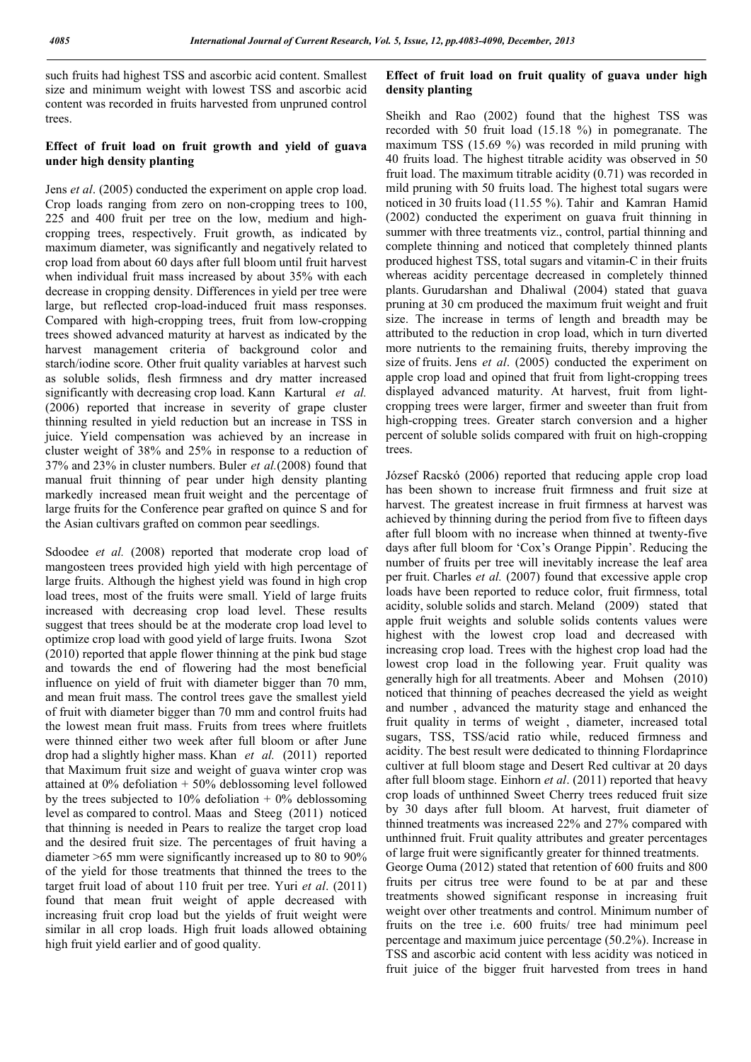such fruits had highest TSS and ascorbic acid content. Smallest size and minimum weight with lowest TSS and ascorbic acid content was recorded in fruits harvested from unpruned control trees.

### Effect of fruit load on fruit growth and yield of guava under high density planting

Jens *et al*. (2005) conducted the experiment on apple crop load. Crop loads ranging from zero on non-cropping trees to 100, 225 and 400 fruit per tree on the low, medium and high-cropping trees, respectively. Fruit growth, as indicated by maximum diameter, was significantly and negatively related to crop load from about 60 days after full bloom until fruit harvest when individual fruit mass increased by about 35% with each decrease in cropping density. Differences in yield per tree were large, but reflected crop-load-induced fruit mass responses. Compared with high-cropping trees, fruit from low-cropping trees showed advanced maturity at harvest as indicated by the harvest management criteria of background color and starch/iodine score. Other fruit quality variables at harvest such as soluble solids, flesh firmness and dry matter increased significantly with decreasing crop load. Kann Kartural *et al.* (2006) reported that increase in severity of grape cluster thinning resulted in yield reduction but an increase in TSS in juice. Yield compensation was achieved by an increase in cluster weight of 38% and 25% in response to a reduction of 37% and 23% in cluster numbers. Buler *et al.*(2008) found that manual fruit thinning of pear under high density planting markedly increased mean fruit weight and the percentage of large fruits for the Conference pear grafted on quince S and for the Asian cultivars grafted on common pear seedlings.

Sdoodee *et al.* (2008) reported that moderate crop load of mangosteen trees provided high yield with high percentage of large fruits. Although the highest yield was found in high crop load trees, most of the fruits were small. Yield of large fruits increased with decreasing crop load level. These results suggest that trees should be at the moderate crop load level to optimize crop load with good yield of large fruits. Iwona Szot (2010) reported that apple flower thinning at the pink bud stage and towards the end of flowering had the most beneficial influence on yield of fruit with diameter bigger than 70 mm, and mean fruit mass. The control trees gave the smallest yield of fruit with diameter bigger than 70 mm and control fruits had the lowest mean fruit mass. Fruits from trees where fruitlets were thinned either two week after full bloom or after June drop had a slightly higher mass. Khan *et al.* (2011) reported that Maximum fruit size and weight of guava winter crop was attained at 0% defoliation + 50% deblossoming level followed by the trees subjected to 10% defoliation + 0% deblossoming level as compared to control. Maas and Steeg (2011) noticed that thinning is needed in Pears to realize the target crop load and the desired fruit size. The percentages of fruit having a diameter >65 mm were significantly increased up to 80 to 90% of the yield for those treatments that thinned the trees to the target fruit load of about 110 fruit per tree. Yuri *et al*. (2011) found that mean fruit weight of apple decreased with increasing fruit crop load but the yields of fruit weight were similar in all crop loads. High fruit loads allowed obtaining high fruit yield earlier and of good quality.

### Effect of fruit load on fruit quality of guava under high density planting

Sheikh and Rao (2002) found that the highest TSS was recorded with 50 fruit load (15.18 %) in pomegranate. The maximum TSS (15.69 %) was recorded in mild pruning with 40 fruits load. The highest titrable acidity was observed in 50 fruit load. The maximum titrable acidity (0.71) was recorded in mild pruning with 50 fruits load. The highest total sugars were noticed in 30 fruits load (11.55 %). Tahir and Kamran Hamid (2002) conducted the experiment on guava fruit thinning in summer with three treatments viz., control, partial thinning and complete thinning and noticed that completely thinned plants produced highest TSS, total sugars and vitamin-C in their fruits whereas acidity percentage decreased in completely thinned plants. Gurudarshan and Dhaliwal (2004) stated that guava pruning at 30 cm produced the maximum fruit weight and fruit size. The increase in terms of length and breadth may be attributed to the reduction in crop load, which in turn diverted more nutrients to the remaining fruits, thereby improving the size of fruits. Jens *et al*. (2005) conducted the experiment on apple crop load and opined that fruit from light-cropping trees displayed advanced maturity. At harvest, fruit from light-cropping trees were larger, firmer and sweeter than fruit from high-cropping trees. Greater starch conversion and a higher percent of soluble solids compared with fruit on high-cropping trees.

József Racskó (2006) reported that reducing apple crop load has been shown to increase fruit firmness and fruit size at harvest. The greatest increase in fruit firmness at harvest was achieved by thinning during the period from five to fifteen days after full bloom with no increase when thinned at twenty-five days after full bloom for 'Cox's Orange Pippin'. Reducing the number of fruits per tree will inevitably increase the leaf area per fruit. Charles *et al.* (2007) found that excessive apple crop loads have been reported to reduce color, fruit firmness, total acidity, soluble solids and starch. Meland (2009) stated that apple fruit weights and soluble solids contents values were highest with the lowest crop load and decreased with increasing crop load. Trees with the highest crop load had the lowest crop load in the following year. Fruit quality was generally high for all treatments. Abeer and Mohsen (2010) noticed that thinning of peaches decreased the yield as weight and number , advanced the maturity stage and enhanced the fruit quality in terms of weight , diameter, increased total sugars, TSS, TSS/acid ratio while, reduced firmness and acidity. The best result were dedicated to thinning Flordaprince cultiver at full bloom stage and Desert Red cultivar at 20 days after full bloom stage. Einhorn *et al*. (2011) reported that heavy crop loads of unthinned Sweet Cherry trees reduced fruit size by 30 days after full bloom. At harvest, fruit diameter of thinned treatments was increased 22% and 27% compared with unthinned fruit. Fruit quality attributes and greater percentages of large fruit were significantly greater for thinned treatments.

George Ouma (2012) stated that retention of 600 fruits and 800 fruits per citrus tree were found to be at par and these treatments showed significant response in increasing fruit weight over other treatments and control. Minimum number of fruits on the tree i.e. 600 fruits/ tree had minimum peel percentage and maximum juice percentage (50.2%). Increase in TSS and ascorbic acid content with less acidity was noticed in fruit juice of the bigger fruit harvested from trees in hand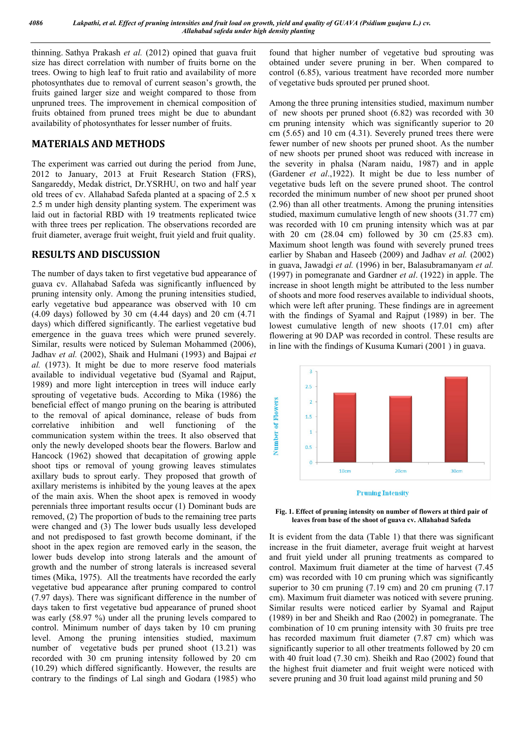thinning. Sathya Prakash *et al.* (2012) opined that guava fruit size has direct correlation with number of fruits borne on the trees. Owing to high leaf to fruit ratio and availability of more photosynthates due to removal of current season's growth, the fruits gained larger size and weight compared to those from unpruned trees. The improvement in chemical composition of fruits obtained from pruned trees might be due to abundant availability of photosynthates for lesser number of fruits.

## MATERIALS AND METHODS

The experiment was carried out during the period from June, 2012 to January, 2013 at Fruit Research Station (FRS), Sangareddy, Medak district, Dr.YSRHU, on two and half year old trees of cv. Allahabad Safeda planted at a spacing of 2.5 x 2.5 m under high density planting system. The experiment was laid out in factorial RBD with 19 treatments replicated twice with three trees per replication. The observations recorded are fruit diameter, average fruit weight, fruit yield and fruit quality.

## RESULTS AND DISCUSSION

The number of days taken to first vegetative bud appearance of guava cv. Allahabad Safeda was significantly influenced by pruning intensity only. Among the pruning intensities studied, early vegetative bud appearance was observed with 10 cm (4.09 days) followed by 30 cm (4.44 days) and 20 cm (4.71 days) which differed significantly. The earliest vegetative bud emergence in the guava trees which were pruned severely. Similar, results were noticed by Suleman Mohammed (2006), Jadhav *et al.* (2002), Shaik and Hulmani (1993) and Bajpai *et al.* (1973). It might be due to more reserve food materials available to individual vegetative bud (Syamal and Rajput, 1989) and more light interception in trees will induce early sprouting of vegetative buds. According to Mika (1986) the beneficial effect of mango pruning on the bearing is attributed to the removal of apical dominance, release of buds from correlative inhibition and well functioning of the communication system within the trees. It also observed that only the newly developed shoots bear the flowers. Barlow and Hancock (1962) showed that decapitation of growing apple shoot tips or removal of young growing leaves stimulates axillary buds to sprout early. They proposed that growth of axillary meristems is inhibited by the young leaves at the apex of the main axis. When the shoot apex is removed in woody perennials three important results occur (1) Dominant buds are removed, (2) The proportion of buds to the remaining tree parts were changed and (3) The lower buds usually less developed and not predisposed to fast growth become dominant, if the shoot in the apex region are removed early in the season, the lower buds develop into strong laterals and the amount of growth and the number of strong laterals is increased several times (Mika, 1975). All the treatments have recorded the early vegetative bud appearance after pruning compared to control (7.97 days). There was significant difference in the number of days taken to first vegetative bud appearance of pruned shoot was early (58.97 %) under all the pruning levels compared to control. Minimum number of days taken by 10 cm pruning level. Among the pruning intensities studied, maximum number of vegetative buds per pruned shoot (13.21) was recorded with 30 cm pruning intensity followed by 20 cm (10.29) which differed significantly. However, the results are contrary to the findings of Lal singh and Godara (1985) who found that higher number of vegetative bud sprouting was obtained under severe pruning in ber. When compared to control (6.85), various treatment have recorded more number of vegetative buds sprouted per pruned shoot.

Among the three pruning intensities studied, maximum number of new shoots per pruned shoot (6.82) was recorded with 30 cm pruning intensity which was significantly superior to 20 cm (5.65) and 10 cm (4.31). Severely pruned trees there were fewer number of new shoots per pruned shoot. As the number of new shoots per pruned shoot was reduced with increase in the severity in phalsa (Naram naidu, 1987) and in apple (Gardener *et al*.,1922). It might be due to less number of vegetative buds left on the severe pruned shoot. The control recorded the minimum number of new shoot per pruned shoot (2.96) than all other treatments. Among the pruning intensities studied, maximum cumulative length of new shoots (31.77 cm) was recorded with 10 cm pruning intensity which was at par with 20 cm (28.04 cm) followed by 30 cm (25.83 cm). Maximum shoot length was found with severely pruned trees earlier by Shaban and Haseeb (2009) and Jadhav *et al.* (2002) in guava, Jawadgi *et al.* (1996) in ber, Balasubramanyam *et al.* (1997) in pomegranate and Gardner *et al*. (1922) in apple. The increase in shoot length might be attributed to the less number of shoots and more food reserves available to individual shoots, which were left after pruning. These findings are in agreement with the findings of Syamal and Rajput (1989) in ber. The lowest cumulative length of new shoots (17.01 cm) after flowering at 90 DAP was recorded in control. These results are in line with the findings of Kusuma Kumari (2001 ) in guava.

Number of Flowers
3
2.5
2
1.5
1
0.5
0
10cm
20cm
30cm
Pruning Intensity

**Fig. 1. Effect of pruning intensity on number of flowers at third pair of leaves from base of the shoot of guava cv. Allahabad Safeda**

It is evident from the data (Table 1) that there was significant increase in the fruit diameter, average fruit weight at harvest and fruit yield under all pruning treatments as compared to control. Maximum fruit diameter at the time of harvest (7.45 cm) was recorded with 10 cm pruning which was significantly superior to 30 cm pruning (7.19 cm) and 20 cm pruning (7.17 cm). Maximum fruit diameter was noticed with severe pruning. Similar results were noticed earlier by Syamal and Rajput (1989) in ber and Sheikh and Rao (2002) in pomegranate. The combination of 10 cm pruning intensity with 30 fruits pre tree has recorded maximum fruit diameter (7.87 cm) which was significantly superior to all other treatments followed by 20 cm with 40 fruit load (7.30 cm). Sheikh and Rao (2002) found that the highest fruit diameter and fruit weight were noticed with severe pruning and 30 fruit load against mild pruning and 50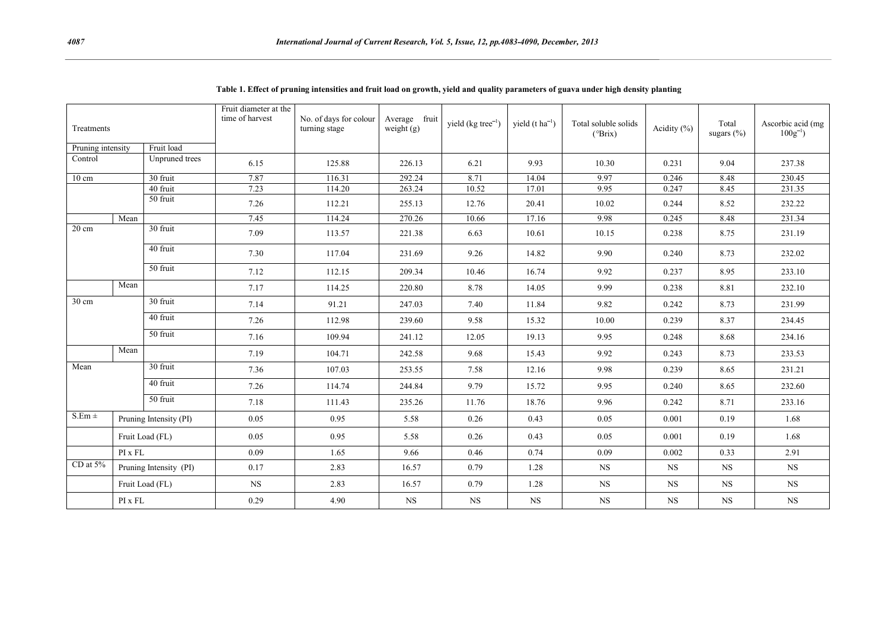**Table 1. Effect of pruning intensities and fruit load on growth, yield and quality parameters of guava under high density planting**

| Treatments | | | Fruit diameter at the time of harvest | No. of days for colour turning stage | Average fruit weight (g) | yield (kg tree$^{-1}$) | yield (t ha$^{-1}$) | Total soluble solids (°Brix) | Acidity (%) | Total sugars (%) | Ascorbic acid (mg $100g^{-1}$) |
|---|---|---|---|---|---|---|---|---|---|---|---|
| Pruning intensity | | Fruit load | | | | | | | | | |
| Control | | Unpruned trees | 6.15 | 125.88 | 226.13 | 6.21 | 9.93 | 10.30 | 0.231 | 9.04 | 237.38 |
| 10 cm | | 30 fruit | 7.87 | 116.31 | 292.24 | 8.71 | 14.04 | 9.97 | 0.246 | 8.48 | 230.45 |
| | | 40 fruit | 7.23 | 114.20 | 263.24 | 10.52 | 17.01 | 9.95 | 0.247 | 8.45 | 231.35 |
| | | 50 fruit | 7.26 | 112.21 | 255.13 | 12.76 | 20.41 | 10.02 | 0.244 | 8.52 | 232.22 |
| | Mean | | 7.45 | 114.24 | 270.26 | 10.66 | 17.16 | 9.98 | 0.245 | 8.48 | 231.34 |
| 20 cm | | 30 fruit | 7.09 | 113.57 | 221.38 | 6.63 | 10.61 | 10.15 | 0.238 | 8.75 | 231.19 |
| | | 40 fruit | 7.30 | 117.04 | 231.69 | 9.26 | 14.82 | 9.90 | 0.240 | 8.73 | 232.02 |
| | | 50 fruit | 7.12 | 112.15 | 209.34 | 10.46 | 16.74 | 9.92 | 0.237 | 8.95 | 233.10 |
| | Mean | | 7.17 | 114.25 | 220.80 | 8.78 | 14.05 | 9.99 | 0.238 | 8.81 | 232.10 |
| 30 cm | | 30 fruit | 7.14 | 91.21 | 247.03 | 7.40 | 11.84 | 9.82 | 0.242 | 8.73 | 231.99 |
| | | 40 fruit | 7.26 | 112.98 | 239.60 | 9.58 | 15.32 | 10.00 | 0.239 | 8.37 | 234.45 |
| | | 50 fruit | 7.16 | 109.94 | 241.12 | 12.05 | 19.13 | 9.95 | 0.248 | 8.68 | 234.16 |
| | Mean | | 7.19 | 104.71 | 242.58 | 9.68 | 15.43 | 9.92 | 0.243 | 8.73 | 233.53 |
| Mean | | 30 fruit | 7.36 | 107.03 | 253.55 | 7.58 | 12.16 | 9.98 | 0.239 | 8.65 | 231.21 |
| | | 40 fruit | 7.26 | 114.74 | 244.84 | 9.79 | 15.72 | 9.95 | 0.240 | 8.65 | 232.60 |
| | | 50 fruit | 7.18 | 111.43 | 235.26 | 11.76 | 18.76 | 9.96 | 0.242 | 8.71 | 233.16 |
| S.Em ± | Pruning Intensity (PI) | | 0.05 | 0.95 | 5.58 | 0.26 | 0.43 | 0.05 | 0.001 | 0.19 | 1.68 |
| | Fruit Load (FL) | | 0.05 | 0.95 | 5.58 | 0.26 | 0.43 | 0.05 | 0.001 | 0.19 | 1.68 |
| | PI x FL | | 0.09 | 1.65 | 9.66 | 0.46 | 0.74 | 0.09 | 0.002 | 0.33 | 2.91 |
| CD at 5% | Pruning Intensity (PI) | | 0.17 | 2.83 | 16.57 | 0.79 | 1.28 | NS | NS | NS | NS |
| | Fruit Load (FL) | | NS | 2.83 | 16.57 | 0.79 | 1.28 | NS | NS | NS | NS |
| | PI x FL | | 0.29 | 4.90 | NS | NS | NS | NS | NS | NS | NS |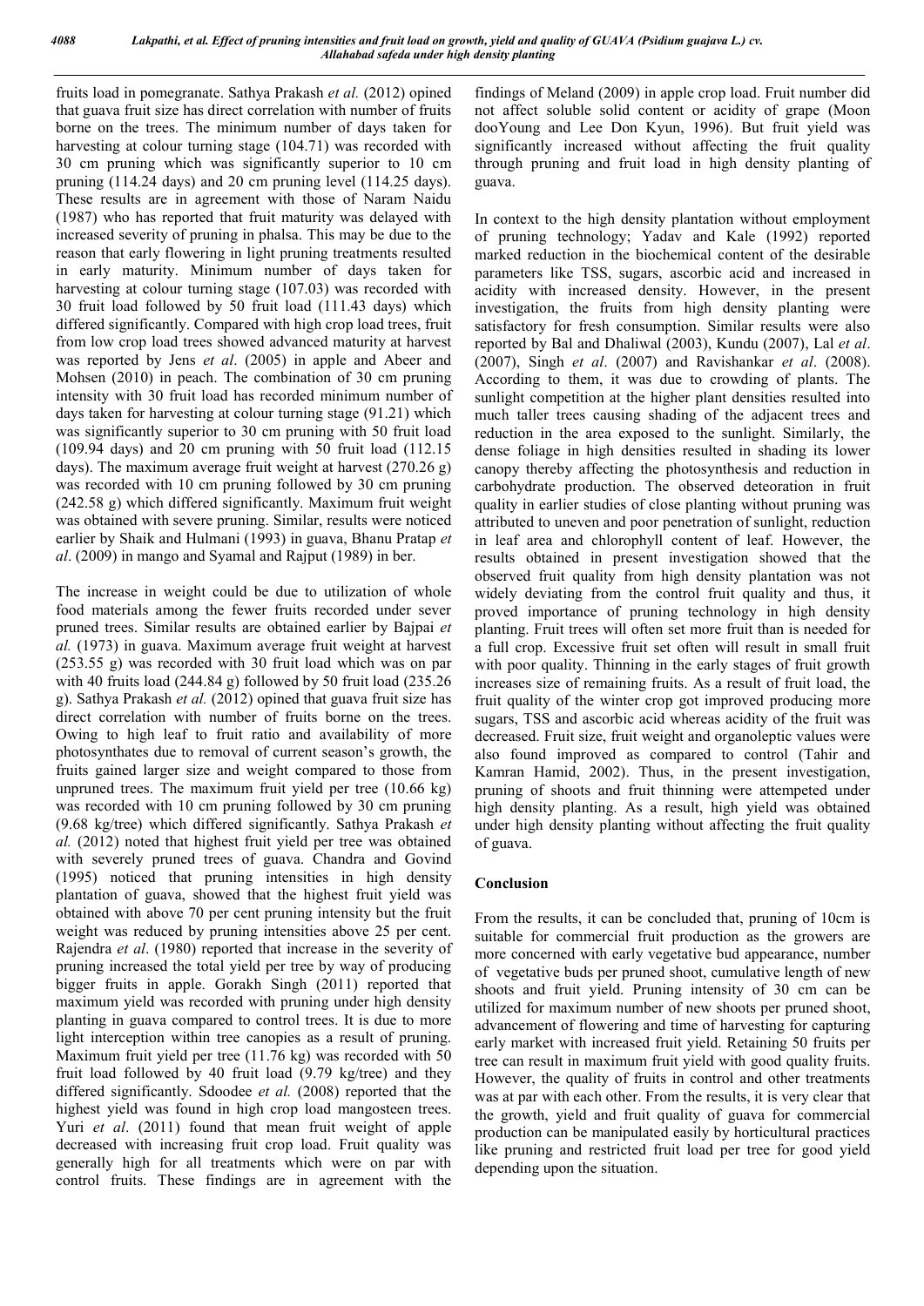fruits load in pomegranate. Sathya Prakash *et al.* (2012) opined that guava fruit size has direct correlation with number of fruits borne on the trees. The minimum number of days taken for harvesting at colour turning stage (104.71) was recorded with 30 cm pruning which was significantly superior to 10 cm pruning (114.24 days) and 20 cm pruning level (114.25 days). These results are in agreement with those of Naram Naidu (1987) who has reported that fruit maturity was delayed with increased severity of pruning in phalsa. This may be due to the reason that early flowering in light pruning treatments resulted in early maturity. Minimum number of days taken for harvesting at colour turning stage (107.03) was recorded with 30 fruit load followed by 50 fruit load (111.43 days) which differed significantly. Compared with high crop load trees, fruit from low crop load trees showed advanced maturity at harvest was reported by Jens *et al*. (2005) in apple and Abeer and Mohsen (2010) in peach. The combination of 30 cm pruning intensity with 30 fruit load has recorded minimum number of days taken for harvesting at colour turning stage (91.21) which was significantly superior to 30 cm pruning with 50 fruit load (109.94 days) and 20 cm pruning with 50 fruit load (112.15 days). The maximum average fruit weight at harvest (270.26 g) was recorded with 10 cm pruning followed by 30 cm pruning (242.58 g) which differed significantly. Maximum fruit weight was obtained with severe pruning. Similar, results were noticed earlier by Shaik and Hulmani (1993) in guava, Bhanu Pratap *et al*. (2009) in mango and Syamal and Rajput (1989) in ber.

The increase in weight could be due to utilization of whole food materials among the fewer fruits recorded under sever pruned trees. Similar results are obtained earlier by Bajpai *et al.* (1973) in guava. Maximum average fruit weight at harvest (253.55 g) was recorded with 30 fruit load which was on par with 40 fruits load (244.84 g) followed by 50 fruit load (235.26 g). Sathya Prakash *et al.* (2012) opined that guava fruit size has direct correlation with number of fruits borne on the trees. Owing to high leaf to fruit ratio and availability of more photosynthates due to removal of current season's growth, the fruits gained larger size and weight compared to those from unpruned trees. The maximum fruit yield per tree (10.66 kg) was recorded with 10 cm pruning followed by 30 cm pruning (9.68 kg/tree) which differed significantly. Sathya Prakash *et al.* (2012) noted that highest fruit yield per tree was obtained with severely pruned trees of guava. Chandra and Govind (1995) noticed that pruning intensities in high density plantation of guava, showed that the highest fruit yield was obtained with above 70 per cent pruning intensity but the fruit weight was reduced by pruning intensities above 25 per cent. Rajendra *et al*. (1980) reported that increase in the severity of pruning increased the total yield per tree by way of producing bigger fruits in apple. Gorakh Singh (2011) reported that maximum yield was recorded with pruning under high density planting in guava compared to control trees. It is due to more light interception within tree canopies as a result of pruning. Maximum fruit yield per tree (11.76 kg) was recorded with 50 fruit load followed by 40 fruit load (9.79 kg/tree) and they differed significantly. Sdoodee *et al.* (2008) reported that the highest yield was found in high crop load mangosteen trees. Yuri *et al*. (2011) found that mean fruit weight of apple decreased with increasing fruit crop load. Fruit quality was generally high for all treatments which were on par with control fruits. These findings are in agreement with the findings of Meland (2009) in apple crop load. Fruit number did not affect soluble solid content or acidity of grape (Moon dooYoung and Lee Don Kyun, 1996). But fruit yield was significantly increased without affecting the fruit quality through pruning and fruit load in high density planting of guava.

In context to the high density plantation without employment of pruning technology; Yadav and Kale (1992) reported marked reduction in the biochemical content of the desirable parameters like TSS, sugars, ascorbic acid and increased in acidity with increased density. However, in the present investigation, the fruits from high density planting were satisfactory for fresh consumption. Similar results were also reported by Bal and Dhaliwal (2003), Kundu (2007), Lal *et al*. (2007), Singh *et al*. (2007) and Ravishankar *et al*. (2008). According to them, it was due to crowding of plants. The sunlight competition at the higher plant densities resulted into much taller trees causing shading of the adjacent trees and reduction in the area exposed to the sunlight. Similarly, the dense foliage in high densities resulted in shading its lower canopy thereby affecting the photosynthesis and reduction in carbohydrate production. The observed deteoration in fruit quality in earlier studies of close planting without pruning was attributed to uneven and poor penetration of sunlight, reduction in leaf area and chlorophyll content of leaf. However, the results obtained in present investigation showed that the observed fruit quality from high density plantation was not widely deviating from the control fruit quality and thus, it proved importance of pruning technology in high density planting. Fruit trees will often set more fruit than is needed for a full crop. Excessive fruit set often will result in small fruit with poor quality. Thinning in the early stages of fruit growth increases size of remaining fruits. As a result of fruit load, the fruit quality of the winter crop got improved producing more sugars, TSS and ascorbic acid whereas acidity of the fruit was decreased. Fruit size, fruit weight and organoleptic values were also found improved as compared to control (Tahir and Kamran Hamid, 2002). Thus, in the present investigation, pruning of shoots and fruit thinning were attempeted under high density planting. As a result, high yield was obtained under high density planting without affecting the fruit quality of guava.

## Conclusion

From the results, it can be concluded that, pruning of 10cm is suitable for commercial fruit production as the growers are more concerned with early vegetative bud appearance, number of vegetative buds per pruned shoot, cumulative length of new shoots and fruit yield. Pruning intensity of 30 cm can be utilized for maximum number of new shoots per pruned shoot, advancement of flowering and time of harvesting for capturing early market with increased fruit yield. Retaining 50 fruits per tree can result in maximum fruit yield with good quality fruits. However, the quality of fruits in control and other treatments was at par with each other. From the results, it is very clear that the growth, yield and fruit quality of guava for commercial production can be manipulated easily by horticultural practices like pruning and restricted fruit load per tree for good yield depending upon the situation.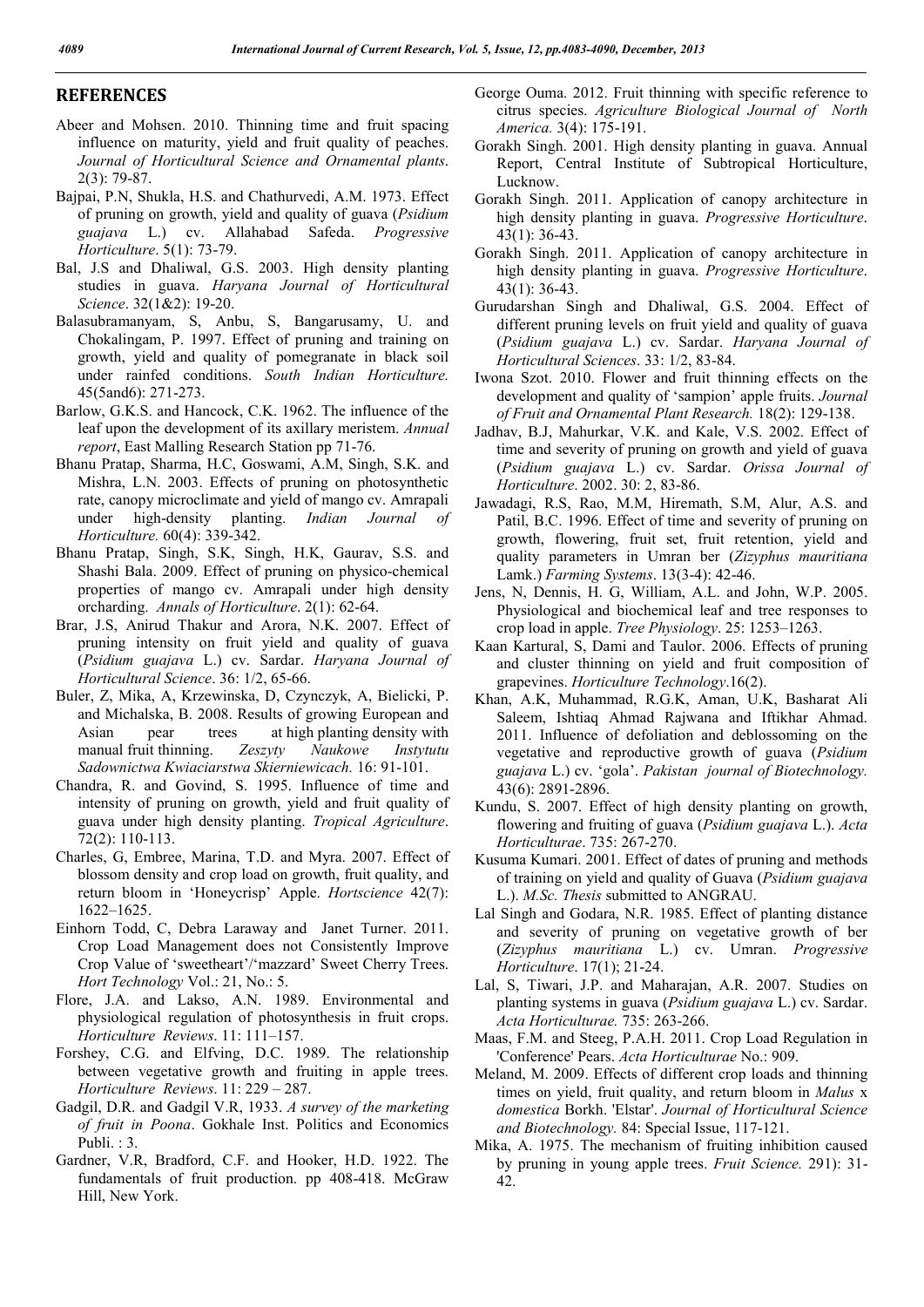## REFERENCES

Abeer and Mohsen. 2010. Thinning time and fruit spacing influence on maturity, yield and fruit quality of peaches. *Journal of Horticultural Science and Ornamental plants*. 2(3): 79-87.

Bajpai, P.N, Shukla, H.S. and Chathurvedi, A.M. 1973. Effect of pruning on growth, yield and quality of guava (*Psidium guajava* L.) cv. Allahabad Safeda. *Progressive Horticulture*. 5(1): 73-79.

Bal, J.S and Dhaliwal, G.S. 2003. High density planting studies in guava. *Haryana Journal of Horticultural Science*. 32(1&2): 19-20.

Balasubramanyam, S, Anbu, S, Bangarusamy, U. and Chokalingam, P. 1997. Effect of pruning and training on growth, yield and quality of pomegranate in black soil under rainfed conditions. *South Indian Horticulture.* 45(5and6): 271-273.

Barlow, G.K.S. and Hancock, C.K. 1962. The influence of the leaf upon the development of its axillary meristem. *Annual report*, East Malling Research Station pp 71-76.

Bhanu Pratap, Sharma, H.C, Goswami, A.M, Singh, S.K. and Mishra, L.N. 2003. Effects of pruning on photosynthetic rate, canopy microclimate and yield of mango cv. Amrapali under high-density planting. *Indian Journal of Horticulture.* 60(4): 339-342.

Bhanu Pratap, Singh, S.K, Singh, H.K, Gaurav, S.S. and Shashi Bala. 2009. Effect of pruning on physico-chemical properties of mango cv. Amrapali under high density orcharding. *Annals of Horticulture*. 2(1): 62-64.

Brar, J.S, Anirud Thakur and Arora, N.K. 2007. Effect of pruning intensity on fruit yield and quality of guava (*Psidium guajava* L.) cv. Sardar. *Haryana Journal of Horticultural Science*. 36: 1/2, 65-66.

Buler, Z, Mika, A, Krzewinska, D, Czynczyk, A, Bielicki, P. and Michalska, B. 2008. Results of growing European and Asian pear trees at high planting density with manual fruit thinning. *Zeszyty Naukowe Instytutu Sadownictwa Kwiaciarstwa Skierniewicach.* 16: 91-101.

Chandra, R. and Govind, S. 1995. Influence of time and intensity of pruning on growth, yield and fruit quality of guava under high density planting. *Tropical Agriculture*. 72(2): 110-113.

Charles, G, Embree, Marina, T.D. and Myra. 2007. Effect of blossom density and crop load on growth, fruit quality, and return bloom in 'Honeycrisp' Apple. *Hortscience* 42(7): 1622–1625.

Einhorn Todd, C, Debra Laraway and Janet Turner. 2011. Crop Load Management does not Consistently Improve Crop Value of 'sweetheart'/'mazzard' Sweet Cherry Trees. *Hort Technology* Vol.: 21, No.: 5.

Flore, J.A. and Lakso, A.N. 1989. Environmental and physiological regulation of photosynthesis in fruit crops. *Horticulture Reviews*. 11: 111–157.

Forshey, C.G. and Elfving, D.C. 1989. The relationship between vegetative growth and fruiting in apple trees. *Horticulture Reviews*. 11: 229 – 287.

Gadgil, D.R. and Gadgil V.R, 1933. *A survey of the marketing of fruit in Poona*. Gokhale Inst. Politics and Economics Publi. : 3.

Gardner, V.R, Bradford, C.F. and Hooker, H.D. 1922. The fundamentals of fruit production. pp 408-418. McGraw Hill, New York.

George Ouma. 2012. Fruit thinning with specific reference to citrus species. *Agriculture Biological Journal of North America.* 3(4): 175-191.

Gorakh Singh. 2001. High density planting in guava. Annual Report, Central Institute of Subtropical Horticulture, Lucknow.

Gorakh Singh. 2011. Application of canopy architecture in high density planting in guava. *Progressive Horticulture*. 43(1): 36-43.

Gorakh Singh. 2011. Application of canopy architecture in high density planting in guava. *Progressive Horticulture*. 43(1): 36-43.

Gurudarshan Singh and Dhaliwal, G.S. 2004. Effect of different pruning levels on fruit yield and quality of guava (*Psidium guajava* L.) cv. Sardar. *Haryana Journal of Horticultural Sciences*. 33: 1/2, 83-84.

Iwona Szot. 2010. Flower and fruit thinning effects on the development and quality of 'sampion' apple fruits. *Journal of Fruit and Ornamental Plant Research.* 18(2): 129-138.

Jadhav, B.J, Mahurkar, V.K. and Kale, V.S. 2002. Effect of time and severity of pruning on growth and yield of guava (*Psidium guajava* L.) cv. Sardar. *Orissa Journal of Horticulture*. 2002. 30: 2, 83-86.

Jawadagi, R.S, Rao, M.M, Hiremath, S.M, Alur, A.S. and Patil, B.C. 1996. Effect of time and severity of pruning on growth, flowering, fruit set, fruit retention, yield and quality parameters in Umran ber (*Zizyphus mauritiana* Lamk.) *Farming Systems*. 13(3-4): 42-46.

Jens, N, Dennis, H. G, William, A.L. and John, W.P. 2005. Physiological and biochemical leaf and tree responses to crop load in apple. *Tree Physiology*. 25: 1253–1263.

Kaan Kartural, S, Dami and Taulor. 2006. Effects of pruning and cluster thinning on yield and fruit composition of grapevines. *Horticulture Technology*.16(2).

Khan, A.K, Muhammad, R.G.K, Aman, U.K, Basharat Ali Saleem, Ishtiaq Ahmad Rajwana and Iftikhar Ahmad. 2011. Influence of defoliation and deblossoming on the vegetative and reproductive growth of guava (*Psidium guajava* L.) cv. 'gola'. *Pakistan journal of Biotechnology.* 43(6): 2891-2896.

Kundu, S. 2007. Effect of high density planting on growth, flowering and fruiting of guava (*Psidium guajava* L.). *Acta Horticulturae*. 735: 267-270.

Kusuma Kumari. 2001. Effect of dates of pruning and methods of training on yield and quality of Guava (*Psidium guajava* L.). *M.Sc. Thesis* submitted to ANGRAU.

Lal Singh and Godara, N.R. 1985. Effect of planting distance and severity of pruning on vegetative growth of ber (*Zizyphus mauritiana* L.) cv. Umran. *Progressive Horticulture*. 17(1); 21-24.

Lal, S, Tiwari, J.P. and Maharajan, A.R. 2007. Studies on planting systems in guava (*Psidium guajava* L.) cv. Sardar. *Acta Horticulturae.* 735: 263-266.

Maas, F.M. and Steeg, P.A.H. 2011. Crop Load Regulation in 'Conference' Pears. *Acta Horticulturae* No.: 909.

Meland, M. 2009. Effects of different crop loads and thinning times on yield, fruit quality, and return bloom in *Malus* x *domestica* Borkh. 'Elstar'. *Journal of Horticultural Science and Biotechnology.* 84: Special Issue, 117-121.

Mika, A. 1975. The mechanism of fruiting inhibition caused by pruning in young apple trees. *Fruit Science.* 291): 31-42.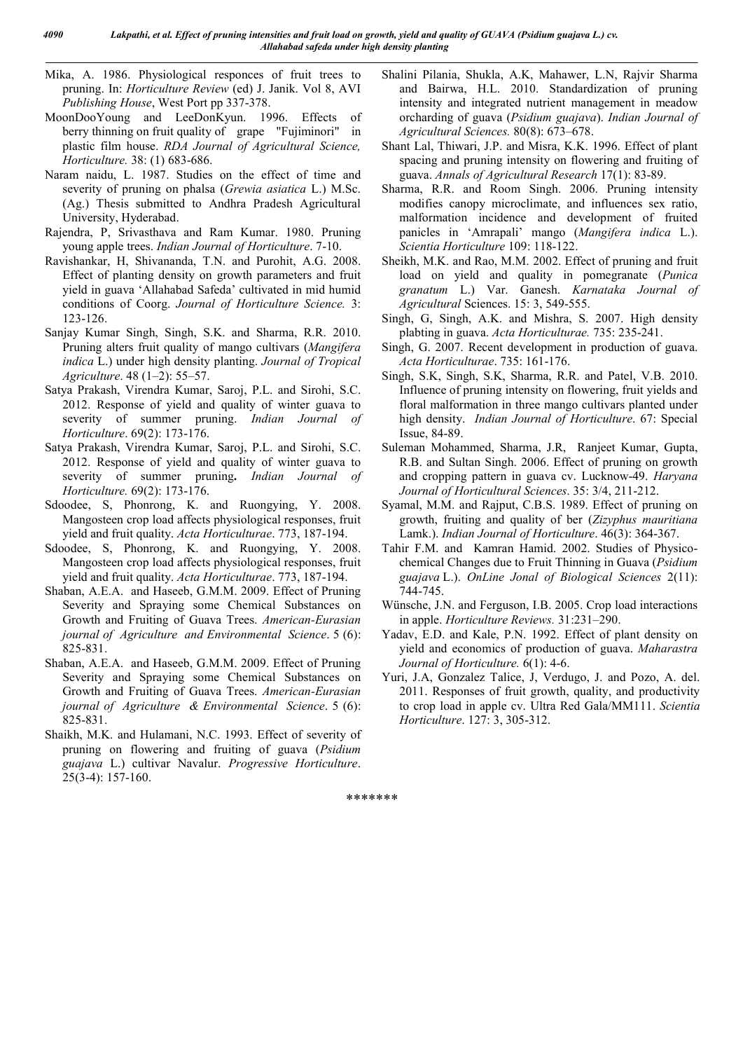Mika, A. 1986. Physiological responces of fruit trees to pruning. In: *Horticulture Review* (ed) J. Janik. Vol 8, AVI *Publishing House*, West Port pp 337-378.

MoonDooYoung and LeeDonKyun. 1996. Effects of berry thinning on fruit quality of grape "Fujiminori" in plastic film house. *RDA Journal of Agricultural Science, Horticulture.* 38: (1) 683-686.

Naram naidu, L. 1987. Studies on the effect of time and severity of pruning on phalsa (*Grewia asiatica* L.) M.Sc. (Ag.) Thesis submitted to Andhra Pradesh Agricultural University, Hyderabad.

Rajendra, P, Srivasthava and Ram Kumar. 1980. Pruning young apple trees. *Indian Journal of Horticulture*. 7-10.

Ravishankar, H, Shivananda, T.N. and Purohit, A.G. 2008. Effect of planting density on growth parameters and fruit yield in guava 'Allahabad Safeda' cultivated in mid humid conditions of Coorg. *Journal of Horticulture Science.* 3: 123-126.

Sanjay Kumar Singh, Singh, S.K. and Sharma, R.R. 2010. Pruning alters fruit quality of mango cultivars (*Mangifera indica* L.) under high density planting. *Journal of Tropical Agriculture*. 48 (1–2): 55–57.

Satya Prakash, Virendra Kumar, Saroj, P.L. and Sirohi, S.C. 2012. Response of yield and quality of winter guava to severity of summer pruning. *Indian Journal of Horticulture*. 69(2): 173-176.

Satya Prakash, Virendra Kumar, Saroj, P.L. and Sirohi, S.C. 2012. Response of yield and quality of winter guava to severity of summer pruning**.** *Indian Journal of Horticulture.* 69(2): 173-176.

Sdoodee, S, Phonrong, K. and Ruongying, Y. 2008. Mangosteen crop load affects physiological responses, fruit yield and fruit quality. *Acta Horticulturae*. 773, 187-194.

Sdoodee, S, Phonrong, K. and Ruongying, Y. 2008. Mangosteen crop load affects physiological responses, fruit yield and fruit quality. *Acta Horticulturae*. 773, 187-194.

Shaban, A.E.A. and Haseeb, G.M.M. 2009. Effect of Pruning Severity and Spraying some Chemical Substances on Growth and Fruiting of Guava Trees. *American-Eurasian journal of Agriculture and Environmental Science*. 5 (6): 825-831.

Shaban, A.E.A. and Haseeb, G.M.M. 2009. Effect of Pruning Severity and Spraying some Chemical Substances on Growth and Fruiting of Guava Trees. *American-Eurasian journal of Agriculture & Environmental Science*. 5 (6): 825-831.

Shaikh, M.K. and Hulamani, N.C. 1993. Effect of severity of pruning on flowering and fruiting of guava (*Psidium guajava* L.) cultivar Navalur. *Progressive Horticulture*. 25(3-4): 157-160.

Shalini Pilania, Shukla, A.K, Mahawer, L.N, Rajvir Sharma and Bairwa, H.L. 2010. Standardization of pruning intensity and integrated nutrient management in meadow orcharding of guava (*Psidium guajava*). *Indian Journal of Agricultural Sciences.* 80(8): 673–678.

Shant Lal, Thiwari, J.P. and Misra, K.K. 1996. Effect of plant spacing and pruning intensity on flowering and fruiting of guava. *Annals of Agricultural Research* 17(1): 83-89.

Sharma, R.R. and Room Singh. 2006. Pruning intensity modifies canopy microclimate, and influences sex ratio, malformation incidence and development of fruited panicles in 'Amrapali' mango (*Mangifera indica* L.). *Scientia Horticulture* 109: 118-122.

Sheikh, M.K. and Rao, M.M. 2002. Effect of pruning and fruit load on yield and quality in pomegranate (*Punica granatum* L.) Var. Ganesh. *Karnataka Journal of Agricultural* Sciences. 15: 3, 549-555.

Singh, G, Singh, A.K. and Mishra, S. 2007. High density plabting in guava. *Acta Horticulturae.* 735: 235-241.

Singh, G. 2007. Recent development in production of guava. *Acta Horticulturae*. 735: 161-176.

Singh, S.K, Singh, S.K, Sharma, R.R. and Patel, V.B. 2010. Influence of pruning intensity on flowering, fruit yields and floral malformation in three mango cultivars planted under high density. *Indian Journal of Horticulture*. 67: Special Issue, 84-89.

Suleman Mohammed, Sharma, J.R, Ranjeet Kumar, Gupta, R.B. and Sultan Singh. 2006. Effect of pruning on growth and cropping pattern in guava cv. Lucknow-49. *Haryana Journal of Horticultural Sciences*. 35: 3/4, 211-212.

Syamal, M.M. and Rajput, C.B.S. 1989. Effect of pruning on growth, fruiting and quality of ber (*Zizyphus mauritiana* Lamk.). *Indian Journal of Horticulture*. 46(3): 364-367.

Tahir F.M. and Kamran Hamid. 2002. Studies of Physico-chemical Changes due to Fruit Thinning in Guava (*Psidium guajava* L.). *OnLine Jonal of Biological Sciences* 2(11): 744-745.

Wünsche, J.N. and Ferguson, I.B. 2005. Crop load interactions in apple. *Horticulture Reviews.* 31:231–290.

Yadav, E.D. and Kale, P.N. 1992. Effect of plant density on yield and economics of production of guava. *Maharastra Journal of Horticulture.* 6(1): 4-6.

Yuri, J.A, Gonzalez Talice, J, Verdugo, J. and Pozo, A. del. 2011. Responses of fruit growth, quality, and productivity to crop load in apple cv. Ultra Red Gala/MM111. *Scientia Horticulture*. 127: 3, 305-312.

*******